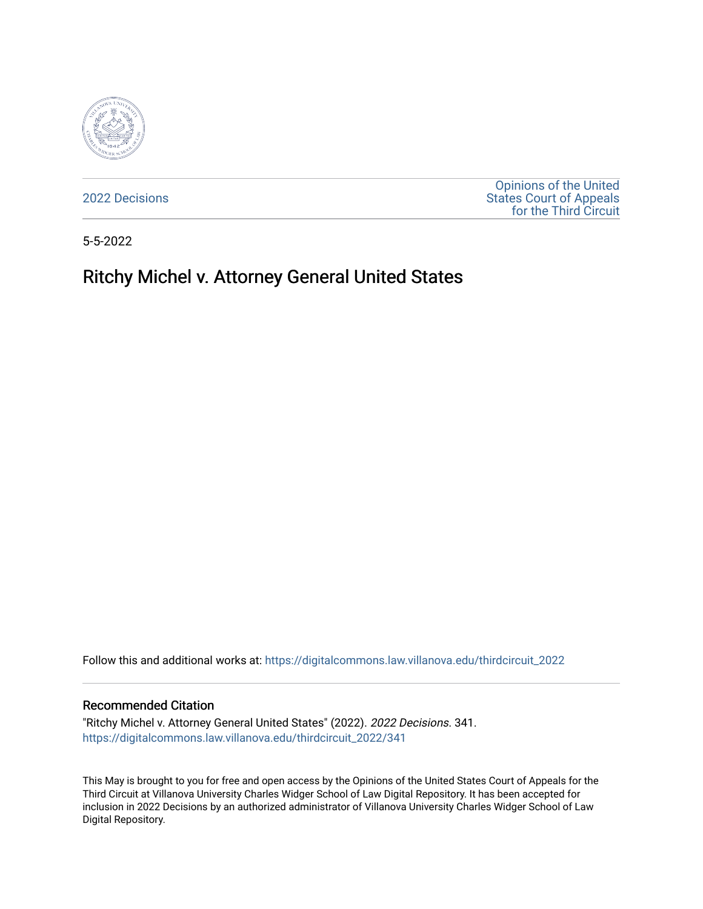2022 Decisions

Opinions of the United States Court of Appeals for the Third Circuit

5-5-2022

# Ritchy Michel v. Attorney General United States

Follow this and additional works at: https://digitalcommons.law.villanova.edu/thirdcircuit_2022

## Recommended Citation

"Ritchy Michel v. Attorney General United States" (2022). *2022 Decisions*. 341.
https://digitalcommons.law.villanova.edu/thirdcircuit_2022/341

This May is brought to you for free and open access by the Opinions of the United States Court of Appeals for the Third Circuit at Villanova University Charles Widger School of Law Digital Repository. It has been accepted for inclusion in 2022 Decisions by an authorized administrator of Villanova University Charles Widger School of Law Digital Repository.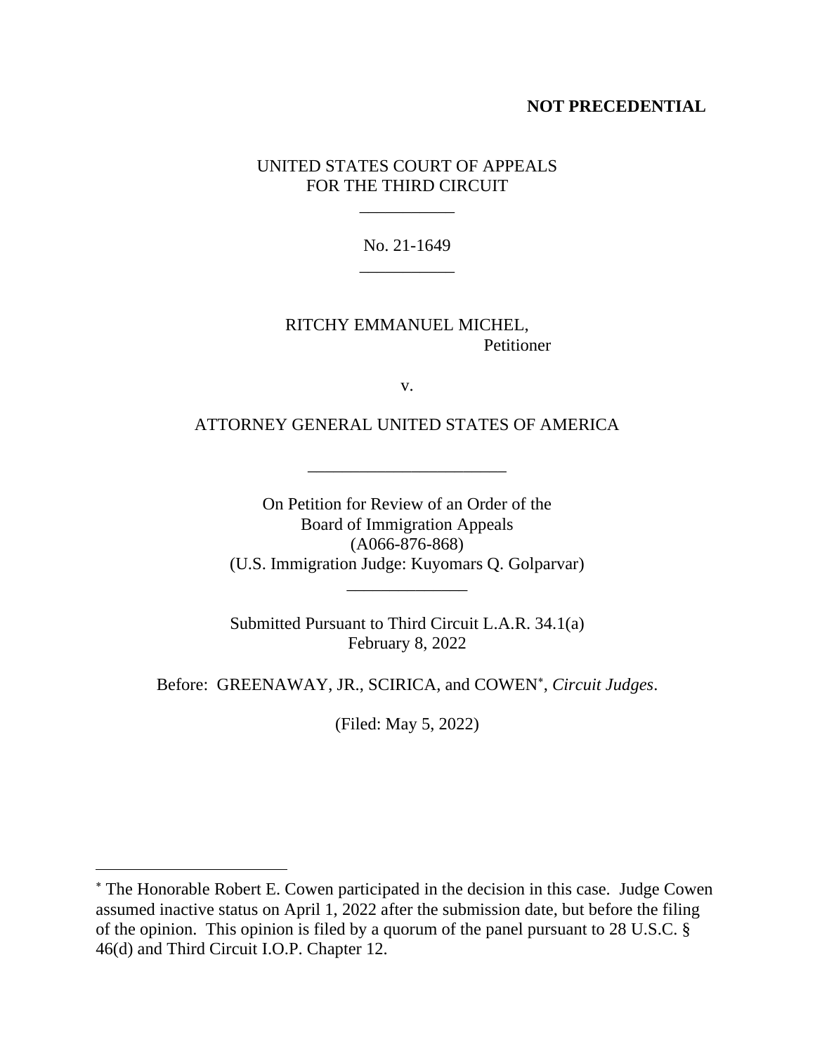**NOT PRECEDENTIAL**

UNITED STATES COURT OF APPEALS
FOR THE THIRD CIRCUIT

\_\_\_\_\_\_\_\_\_\_\_

No. 21-1649

\_\_\_\_\_\_\_\_\_\_\_

RITCHY EMMANUEL MICHEL,
Petitioner

v.

ATTORNEY GENERAL UNITED STATES OF AMERICA

\_\_\_\_\_\_\_\_\_\_\_\_\_\_\_\_\_\_\_\_\_\_\_

On Petition for Review of an Order of the
Board of Immigration Appeals
(A066-876-868)
(U.S. Immigration Judge: Kuyomars Q. Golparvar)

\_\_\_\_\_\_\_\_\_\_\_\_\_\_

Submitted Pursuant to Third Circuit L.A.R. 34.1(a)
February 8, 2022

Before: GREENAWAY, JR., SCIRICA, and COWEN[*], *Circuit Judges*.

(Filed: May 5, 2022)

---

[*] The Honorable Robert E. Cowen participated in the decision in this case. Judge Cowen assumed inactive status on April 1, 2022 after the submission date, but before the filing of the opinion. This opinion is filed by a quorum of the panel pursuant to 28 U.S.C. § 46(d) and Third Circuit I.O.P. Chapter 12.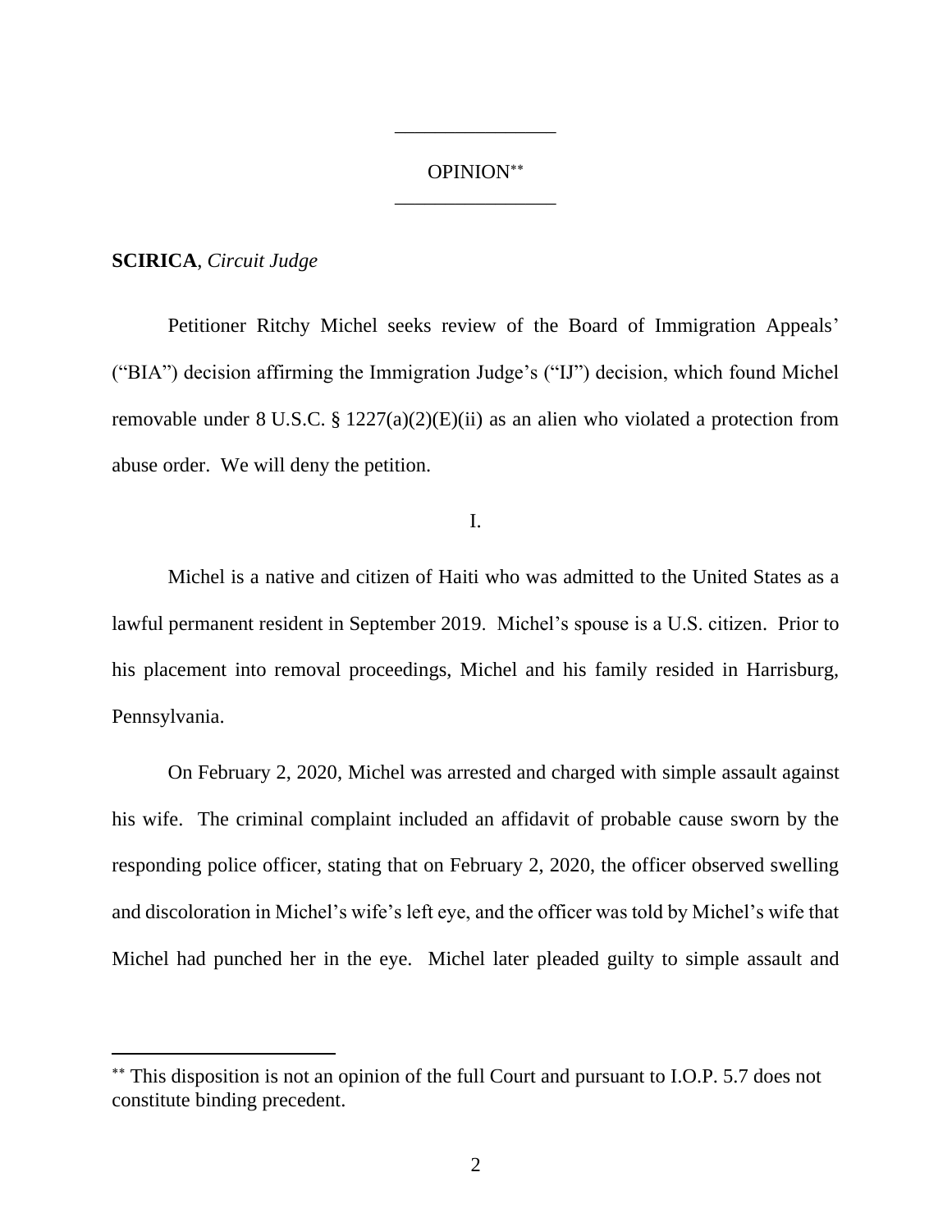OPINION[**]

**SCIRICA**, *Circuit Judge*

Petitioner Ritchy Michel seeks review of the Board of Immigration Appeals' ("BIA") decision affirming the Immigration Judge's ("IJ") decision, which found Michel removable under 8 U.S.C. § 1227(a)(2)(E)(ii) as an alien who violated a protection from abuse order. We will deny the petition.

I.

Michel is a native and citizen of Haiti who was admitted to the United States as a lawful permanent resident in September 2019. Michel's spouse is a U.S. citizen. Prior to his placement into removal proceedings, Michel and his family resided in Harrisburg, Pennsylvania.

On February 2, 2020, Michel was arrested and charged with simple assault against his wife. The criminal complaint included an affidavit of probable cause sworn by the responding police officer, stating that on February 2, 2020, the officer observed swelling and discoloration in Michel's wife's left eye, and the officer was told by Michel's wife that Michel had punched her in the eye. Michel later pleaded guilty to simple assault and

---

[**] This disposition is not an opinion of the full Court and pursuant to I.O.P. 5.7 does not constitute binding precedent.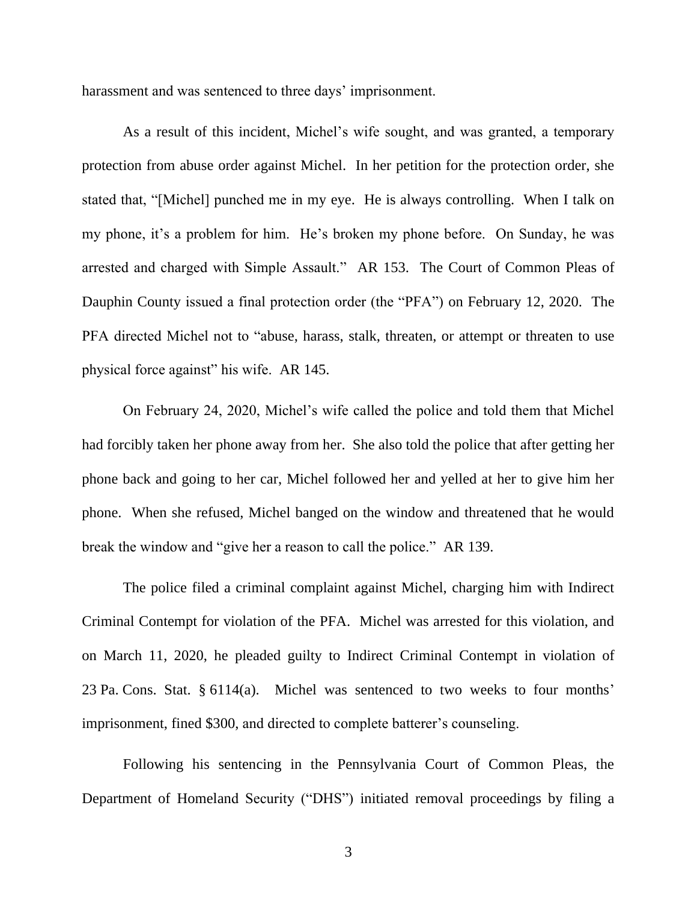harassment and was sentenced to three days' imprisonment.

As a result of this incident, Michel's wife sought, and was granted, a temporary protection from abuse order against Michel. In her petition for the protection order, she stated that, "[Michel] punched me in my eye. He is always controlling. When I talk on my phone, it's a problem for him. He's broken my phone before. On Sunday, he was arrested and charged with Simple Assault." AR 153. The Court of Common Pleas of Dauphin County issued a final protection order (the "PFA") on February 12, 2020. The PFA directed Michel not to "abuse, harass, stalk, threaten, or attempt or threaten to use physical force against" his wife. AR 145.

On February 24, 2020, Michel's wife called the police and told them that Michel had forcibly taken her phone away from her. She also told the police that after getting her phone back and going to her car, Michel followed her and yelled at her to give him her phone. When she refused, Michel banged on the window and threatened that he would break the window and "give her a reason to call the police." AR 139.

The police filed a criminal complaint against Michel, charging him with Indirect Criminal Contempt for violation of the PFA. Michel was arrested for this violation, and on March 11, 2020, he pleaded guilty to Indirect Criminal Contempt in violation of 23 Pa. Cons. Stat. § 6114(a). Michel was sentenced to two weeks to four months' imprisonment, fined $300, and directed to complete batterer's counseling.

Following his sentencing in the Pennsylvania Court of Common Pleas, the Department of Homeland Security ("DHS") initiated removal proceedings by filing a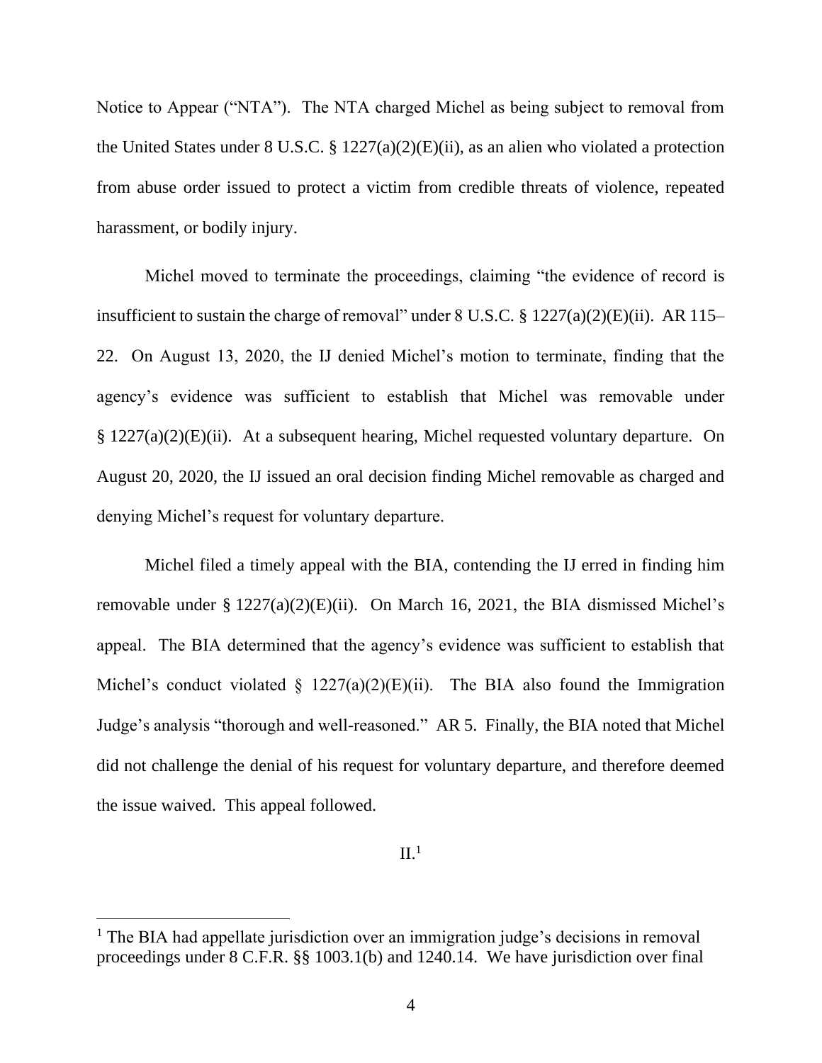Notice to Appear ("NTA"). The NTA charged Michel as being subject to removal from the United States under 8 U.S.C. § 1227(a)(2)(E)(ii), as an alien who violated a protection from abuse order issued to protect a victim from credible threats of violence, repeated harassment, or bodily injury.

Michel moved to terminate the proceedings, claiming "the evidence of record is insufficient to sustain the charge of removal" under 8 U.S.C. § 1227(a)(2)(E)(ii). AR 115–22. On August 13, 2020, the IJ denied Michel's motion to terminate, finding that the agency's evidence was sufficient to establish that Michel was removable under § 1227(a)(2)(E)(ii). At a subsequent hearing, Michel requested voluntary departure. On August 20, 2020, the IJ issued an oral decision finding Michel removable as charged and denying Michel's request for voluntary departure.

Michel filed a timely appeal with the BIA, contending the IJ erred in finding him removable under § 1227(a)(2)(E)(ii). On March 16, 2021, the BIA dismissed Michel's appeal. The BIA determined that the agency's evidence was sufficient to establish that Michel's conduct violated § 1227(a)(2)(E)(ii). The BIA also found the Immigration Judge's analysis "thorough and well-reasoned." AR 5. Finally, the BIA noted that Michel did not challenge the denial of his request for voluntary departure, and therefore deemed the issue waived. This appeal followed.

## II.[1]

[1] The BIA had appellate jurisdiction over an immigration judge's decisions in removal proceedings under 8 C.F.R. §§ 1003.1(b) and 1240.14. We have jurisdiction over final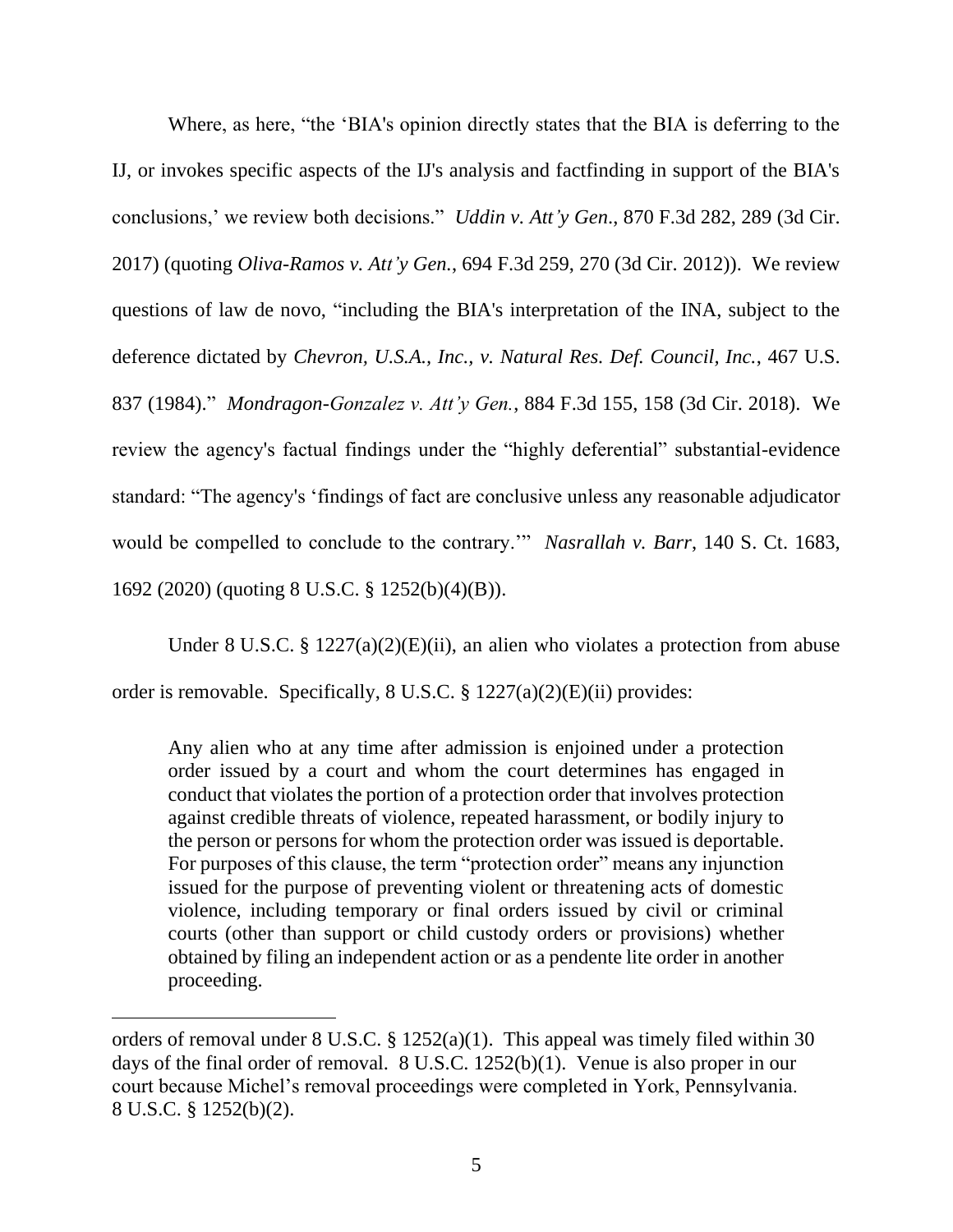Where, as here, "the 'BIA's opinion directly states that the BIA is deferring to the IJ, or invokes specific aspects of the IJ's analysis and factfinding in support of the BIA's conclusions,' we review both decisions." *Uddin v. Att'y Gen.*, 870 F.3d 282, 289 (3d Cir. 2017) (quoting *Oliva-Ramos v. Att'y Gen.*, 694 F.3d 259, 270 (3d Cir. 2012)). We review questions of law de novo, "including the BIA's interpretation of the INA, subject to the deference dictated by *Chevron, U.S.A., Inc., v. Natural Res. Def. Council, Inc.*, 467 U.S. 837 (1984)." *Mondragon-Gonzalez v. Att'y Gen.*, 884 F.3d 155, 158 (3d Cir. 2018). We review the agency's factual findings under the "highly deferential" substantial-evidence standard: "The agency's 'findings of fact are conclusive unless any reasonable adjudicator would be compelled to conclude to the contrary.'" *Nasrallah v. Barr*, 140 S. Ct. 1683, 1692 (2020) (quoting 8 U.S.C. § 1252(b)(4)(B)).

Under 8 U.S.C. § 1227(a)(2)(E)(ii), an alien who violates a protection from abuse order is removable. Specifically, 8 U.S.C. § 1227(a)(2)(E)(ii) provides:

> Any alien who at any time after admission is enjoined under a protection order issued by a court and whom the court determines has engaged in conduct that violates the portion of a protection order that involves protection against credible threats of violence, repeated harassment, or bodily injury to the person or persons for whom the protection order was issued is deportable. For purposes of this clause, the term "protection order" means any injunction issued for the purpose of preventing violent or threatening acts of domestic violence, including temporary or final orders issued by civil or criminal courts (other than support or child custody orders or provisions) whether obtained by filing an independent action or as a pendente lite order in another proceeding.

---

orders of removal under 8 U.S.C. § 1252(a)(1). This appeal was timely filed within 30 days of the final order of removal. 8 U.S.C. 1252(b)(1). Venue is also proper in our court because Michel's removal proceedings were completed in York, Pennsylvania. 8 U.S.C. § 1252(b)(2).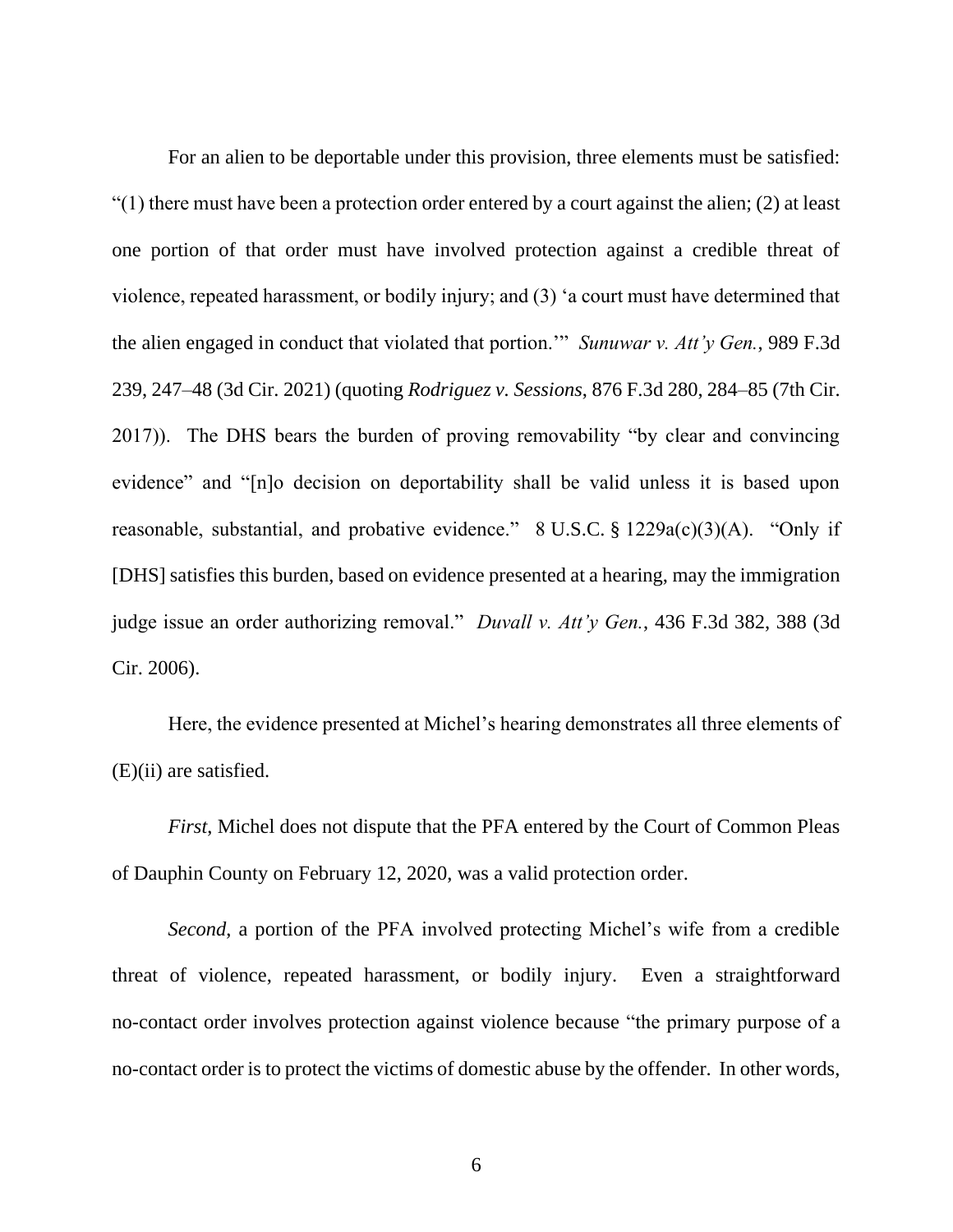For an alien to be deportable under this provision, three elements must be satisfied: "(1) there must have been a protection order entered by a court against the alien; (2) at least one portion of that order must have involved protection against a credible threat of violence, repeated harassment, or bodily injury; and (3) 'a court must have determined that the alien engaged in conduct that violated that portion.'" *Sunuwar v. Att'y Gen.*, 989 F.3d 239, 247–48 (3d Cir. 2021) (quoting *Rodriguez v. Sessions*, 876 F.3d 280, 284–85 (7th Cir. 2017)). The DHS bears the burden of proving removability "by clear and convincing evidence" and "[n]o decision on deportability shall be valid unless it is based upon reasonable, substantial, and probative evidence." 8 U.S.C. § 1229a(c)(3)(A). "Only if [DHS] satisfies this burden, based on evidence presented at a hearing, may the immigration judge issue an order authorizing removal." *Duvall v. Att'y Gen.*, 436 F.3d 382, 388 (3d Cir. 2006).

Here, the evidence presented at Michel's hearing demonstrates all three elements of (E)(ii) are satisfied.

*First*, Michel does not dispute that the PFA entered by the Court of Common Pleas of Dauphin County on February 12, 2020, was a valid protection order.

*Second*, a portion of the PFA involved protecting Michel's wife from a credible threat of violence, repeated harassment, or bodily injury. Even a straightforward no-contact order involves protection against violence because "the primary purpose of a no-contact order is to protect the victims of domestic abuse by the offender. In other words,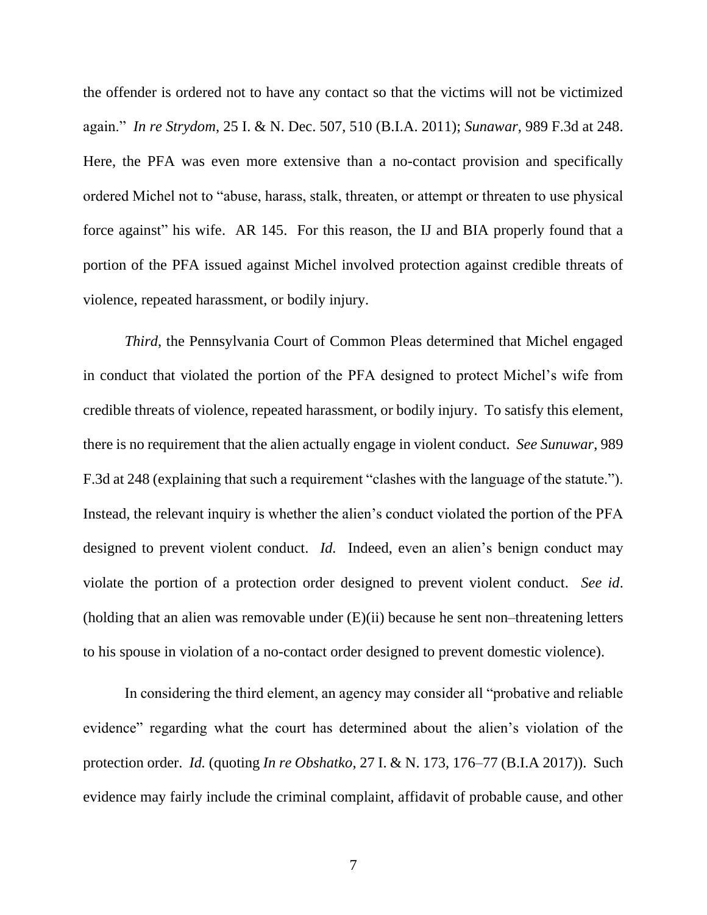the offender is ordered not to have any contact so that the victims will not be victimized again." *In re Strydom*, 25 I. & N. Dec. 507, 510 (B.I.A. 2011); *Sunawar*, 989 F.3d at 248. Here, the PFA was even more extensive than a no-contact provision and specifically ordered Michel not to "abuse, harass, stalk, threaten, or attempt or threaten to use physical force against" his wife. AR 145. For this reason, the IJ and BIA properly found that a portion of the PFA issued against Michel involved protection against credible threats of violence, repeated harassment, or bodily injury.

*Third*, the Pennsylvania Court of Common Pleas determined that Michel engaged in conduct that violated the portion of the PFA designed to protect Michel's wife from credible threats of violence, repeated harassment, or bodily injury. To satisfy this element, there is no requirement that the alien actually engage in violent conduct. *See Sunuwar*, 989 F.3d at 248 (explaining that such a requirement "clashes with the language of the statute."). Instead, the relevant inquiry is whether the alien's conduct violated the portion of the PFA designed to prevent violent conduct. *Id.* Indeed, even an alien's benign conduct may violate the portion of a protection order designed to prevent violent conduct. *See id*. (holding that an alien was removable under (E)(ii) because he sent non–threatening letters to his spouse in violation of a no-contact order designed to prevent domestic violence).

In considering the third element, an agency may consider all "probative and reliable evidence" regarding what the court has determined about the alien's violation of the protection order. *Id.* (quoting *In re Obshatko*, 27 I. & N. 173, 176–77 (B.I.A 2017)). Such evidence may fairly include the criminal complaint, affidavit of probable cause, and other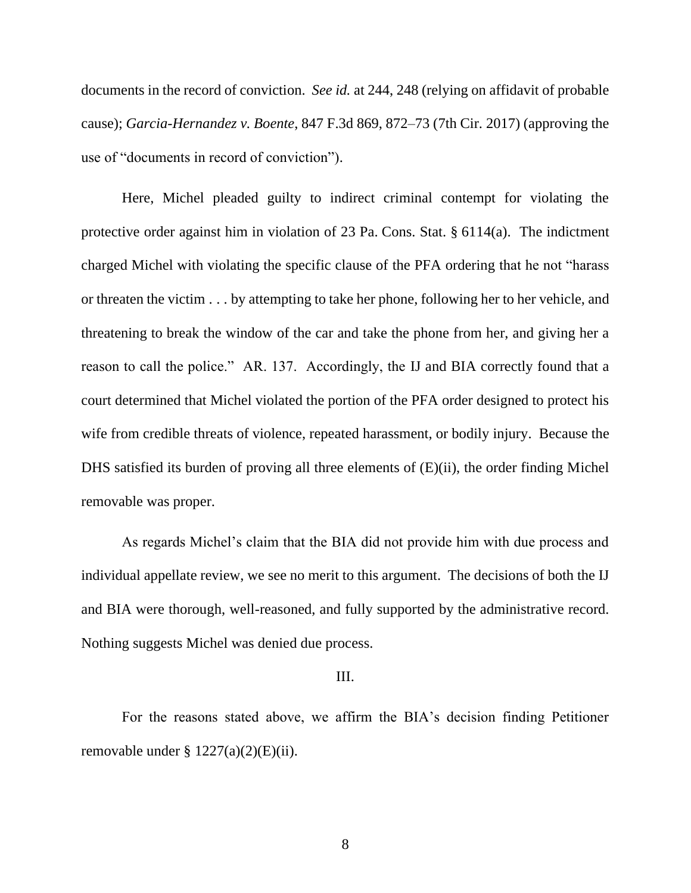documents in the record of conviction. *See id.* at 244, 248 (relying on affidavit of probable cause); *Garcia-Hernandez v. Boente*, 847 F.3d 869, 872–73 (7th Cir. 2017) (approving the use of "documents in record of conviction").

Here, Michel pleaded guilty to indirect criminal contempt for violating the protective order against him in violation of 23 Pa. Cons. Stat. § 6114(a). The indictment charged Michel with violating the specific clause of the PFA ordering that he not "harass or threaten the victim . . . by attempting to take her phone, following her to her vehicle, and threatening to break the window of the car and take the phone from her, and giving her a reason to call the police." AR. 137. Accordingly, the IJ and BIA correctly found that a court determined that Michel violated the portion of the PFA order designed to protect his wife from credible threats of violence, repeated harassment, or bodily injury. Because the DHS satisfied its burden of proving all three elements of (E)(ii), the order finding Michel removable was proper.

As regards Michel's claim that the BIA did not provide him with due process and individual appellate review, we see no merit to this argument. The decisions of both the IJ and BIA were thorough, well-reasoned, and fully supported by the administrative record. Nothing suggests Michel was denied due process.

III.

For the reasons stated above, we affirm the BIA's decision finding Petitioner removable under § 1227(a)(2)(E)(ii).